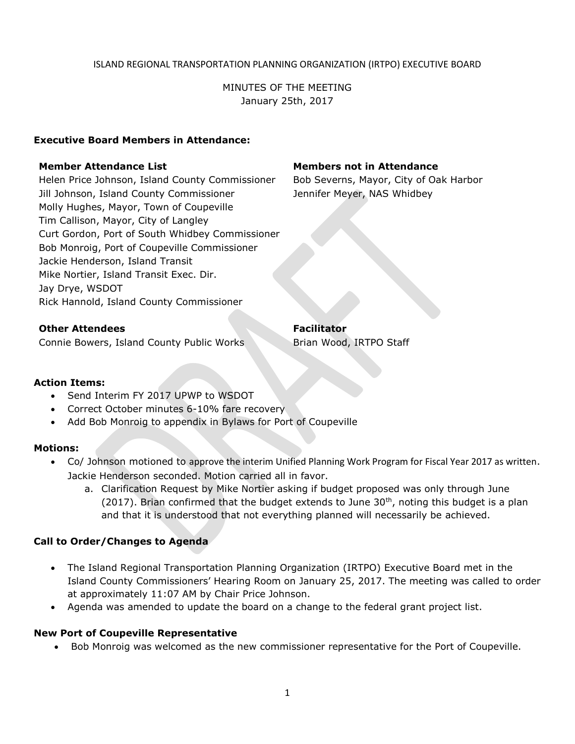ISLAND REGIONAL TRANSPORTATION PLANNING ORGANIZATION (IRTPO) EXECUTIVE BOARD

MINUTES OF THE MEETING
January 25th, 2017

**Executive Board Members in Attendance:**

**Member Attendance List**
Helen Price Johnson, Island County Commissioner
Jill Johnson, Island County Commissioner
Molly Hughes, Mayor, Town of Coupeville
Tim Callison, Mayor, City of Langley
Curt Gordon, Port of South Whidbey Commissioner
Bob Monroig, Port of Coupeville Commissioner
Jackie Henderson, Island Transit
Mike Nortier, Island Transit Exec. Dir.
Jay Drye, WSDOT
Rick Hannold, Island County Commissioner

**Members not in Attendance**
Bob Severns, Mayor, City of Oak Harbor
Jennifer Meyer, NAS Whidbey

**Other Attendees**
Connie Bowers, Island County Public Works

**Facilitator**
Brian Wood, IRTPO Staff

**Action Items:**

- Send Interim FY 2017 UPWP to WSDOT
- Correct October minutes 6-10% fare recovery
- Add Bob Monroig to appendix in Bylaws for Port of Coupeville

**Motions:**

- Co/ Johnson motioned to approve the interim Unified Planning Work Program for Fiscal Year 2017 as written. Jackie Henderson seconded. Motion carried all in favor.
    a. Clarification Request by Mike Nortier asking if budget proposed was only through June (2017). Brian confirmed that the budget extends to June 30th, noting this budget is a plan and that it is understood that not everything planned will necessarily be achieved.

**Call to Order/Changes to Agenda**

- The Island Regional Transportation Planning Organization (IRTPO) Executive Board met in the Island County Commissioners' Hearing Room on January 25, 2017. The meeting was called to order at approximately 11:07 AM by Chair Price Johnson.
- Agenda was amended to update the board on a change to the federal grant project list.

**New Port of Coupeville Representative**

- Bob Monroig was welcomed as the new commissioner representative for the Port of Coupeville.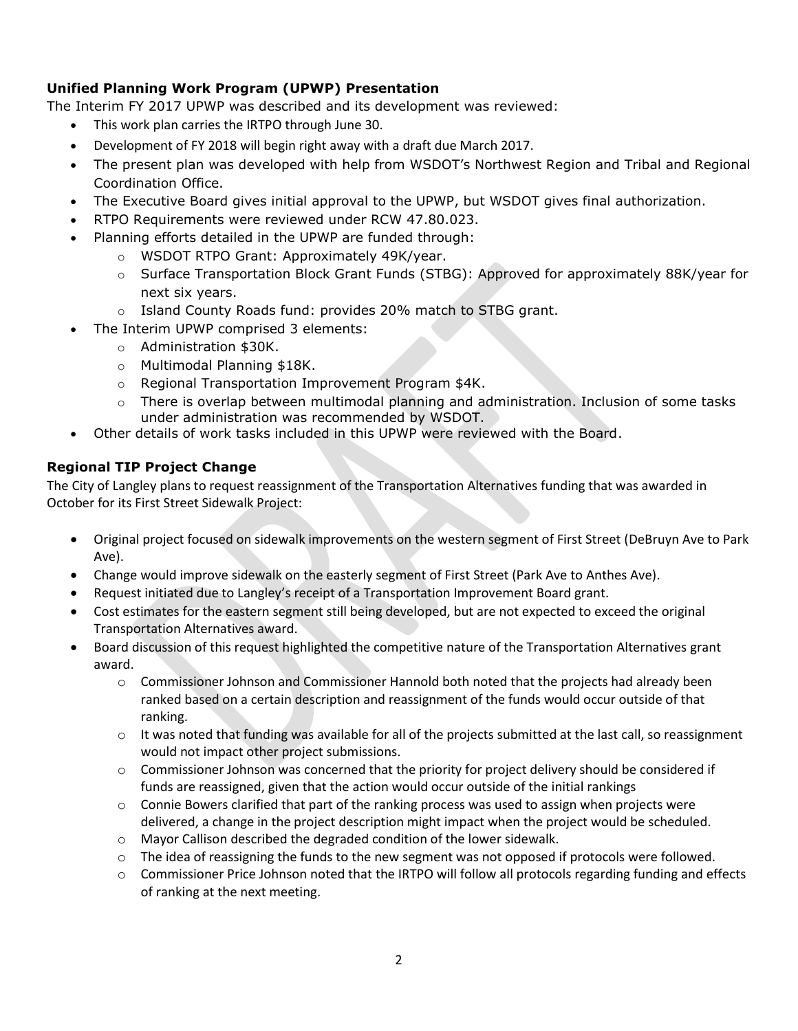### Unified Planning Work Program (UPWP) Presentation

The Interim FY 2017 UPWP was described and its development was reviewed:

- This work plan carries the IRTPO through June 30.
- Development of FY 2018 will begin right away with a draft due March 2017.
- The present plan was developed with help from WSDOT's Northwest Region and Tribal and Regional Coordination Office.
- The Executive Board gives initial approval to the UPWP, but WSDOT gives final authorization.
- RTPO Requirements were reviewed under RCW 47.80.023.
- Planning efforts detailed in the UPWP are funded through:
  - WSDOT RTPO Grant: Approximately 49K/year.
  - Surface Transportation Block Grant Funds (STBG): Approved for approximately 88K/year for next six years.
  - Island County Roads fund: provides 20% match to STBG grant.
- The Interim UPWP comprised 3 elements:
  - Administration $30K.
  - Multimodal Planning $18K.
  - Regional Transportation Improvement Program $4K.
  - There is overlap between multimodal planning and administration. Inclusion of some tasks under administration was recommended by WSDOT.
- Other details of work tasks included in this UPWP were reviewed with the Board.

### Regional TIP Project Change

The City of Langley plans to request reassignment of the Transportation Alternatives funding that was awarded in October for its First Street Sidewalk Project:

- Original project focused on sidewalk improvements on the western segment of First Street (DeBruyn Ave to Park Ave).
- Change would improve sidewalk on the easterly segment of First Street (Park Ave to Anthes Ave).
- Request initiated due to Langley's receipt of a Transportation Improvement Board grant.
- Cost estimates for the eastern segment still being developed, but are not expected to exceed the original Transportation Alternatives award.
- Board discussion of this request highlighted the competitive nature of the Transportation Alternatives grant award.
  - Commissioner Johnson and Commissioner Hannold both noted that the projects had already been ranked based on a certain description and reassignment of the funds would occur outside of that ranking.
  - It was noted that funding was available for all of the projects submitted at the last call, so reassignment would not impact other project submissions.
  - Commissioner Johnson was concerned that the priority for project delivery should be considered if funds are reassigned, given that the action would occur outside of the initial rankings
  - Connie Bowers clarified that part of the ranking process was used to assign when projects were delivered, a change in the project description might impact when the project would be scheduled.
  - Mayor Callison described the degraded condition of the lower sidewalk.
  - The idea of reassigning the funds to the new segment was not opposed if protocols were followed.
  - Commissioner Price Johnson noted that the IRTPO will follow all protocols regarding funding and effects of ranking at the next meeting.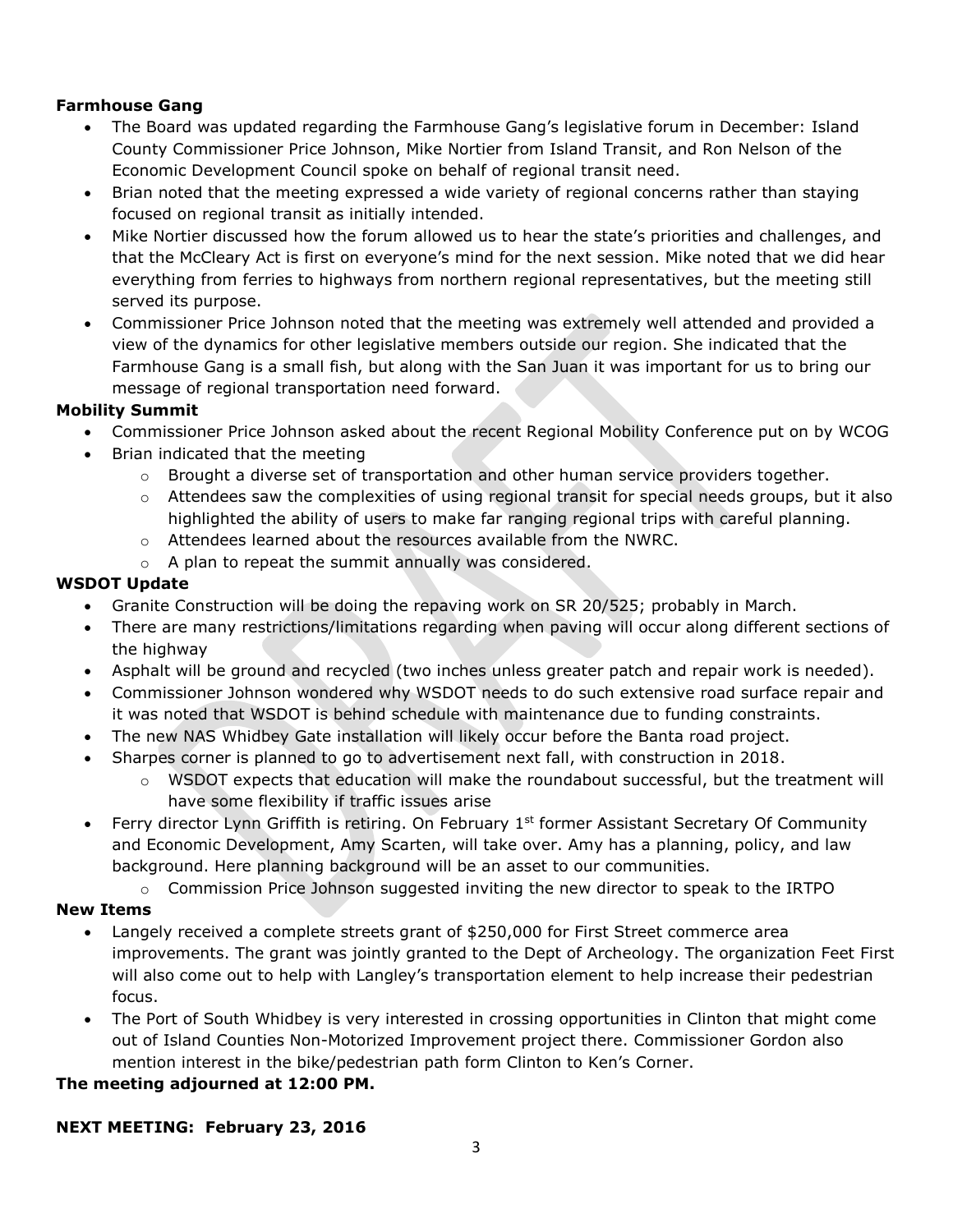**Farmhouse Gang**

- The Board was updated regarding the Farmhouse Gang's legislative forum in December: Island County Commissioner Price Johnson, Mike Nortier from Island Transit, and Ron Nelson of the Economic Development Council spoke on behalf of regional transit need.
- Brian noted that the meeting expressed a wide variety of regional concerns rather than staying focused on regional transit as initially intended.
- Mike Nortier discussed how the forum allowed us to hear the state's priorities and challenges, and that the McCleary Act is first on everyone's mind for the next session. Mike noted that we did hear everything from ferries to highways from northern regional representatives, but the meeting still served its purpose.
- Commissioner Price Johnson noted that the meeting was extremely well attended and provided a view of the dynamics for other legislative members outside our region. She indicated that the Farmhouse Gang is a small fish, but along with the San Juan it was important for us to bring our message of regional transportation need forward.

**Mobility Summit**

- Commissioner Price Johnson asked about the recent Regional Mobility Conference put on by WCOG
- Brian indicated that the meeting
  - Brought a diverse set of transportation and other human service providers together.
  - Attendees saw the complexities of using regional transit for special needs groups, but it also highlighted the ability of users to make far ranging regional trips with careful planning.
  - Attendees learned about the resources available from the NWRC.
  - A plan to repeat the summit annually was considered.

**WSDOT Update**

- Granite Construction will be doing the repaving work on SR 20/525; probably in March.
- There are many restrictions/limitations regarding when paving will occur along different sections of the highway
- Asphalt will be ground and recycled (two inches unless greater patch and repair work is needed).
- Commissioner Johnson wondered why WSDOT needs to do such extensive road surface repair and it was noted that WSDOT is behind schedule with maintenance due to funding constraints.
- The new NAS Whidbey Gate installation will likely occur before the Banta road project.
- Sharpes corner is planned to go to advertisement next fall, with construction in 2018.
  - WSDOT expects that education will make the roundabout successful, but the treatment will have some flexibility if traffic issues arise
- Ferry director Lynn Griffith is retiring. On February 1st former Assistant Secretary Of Community and Economic Development, Amy Scarten, will take over. Amy has a planning, policy, and law background. Here planning background will be an asset to our communities.
  - Commission Price Johnson suggested inviting the new director to speak to the IRTPO

**New Items**

- Langely received a complete streets grant of $250,000 for First Street commerce area improvements. The grant was jointly granted to the Dept of Archeology. The organization Feet First will also come out to help with Langley's transportation element to help increase their pedestrian focus.
- The Port of South Whidbey is very interested in crossing opportunities in Clinton that might come out of Island Counties Non-Motorized Improvement project there. Commissioner Gordon also mention interest in the bike/pedestrian path form Clinton to Ken's Corner.

**The meeting adjourned at 12:00 PM.**

**NEXT MEETING: February 23, 2016**